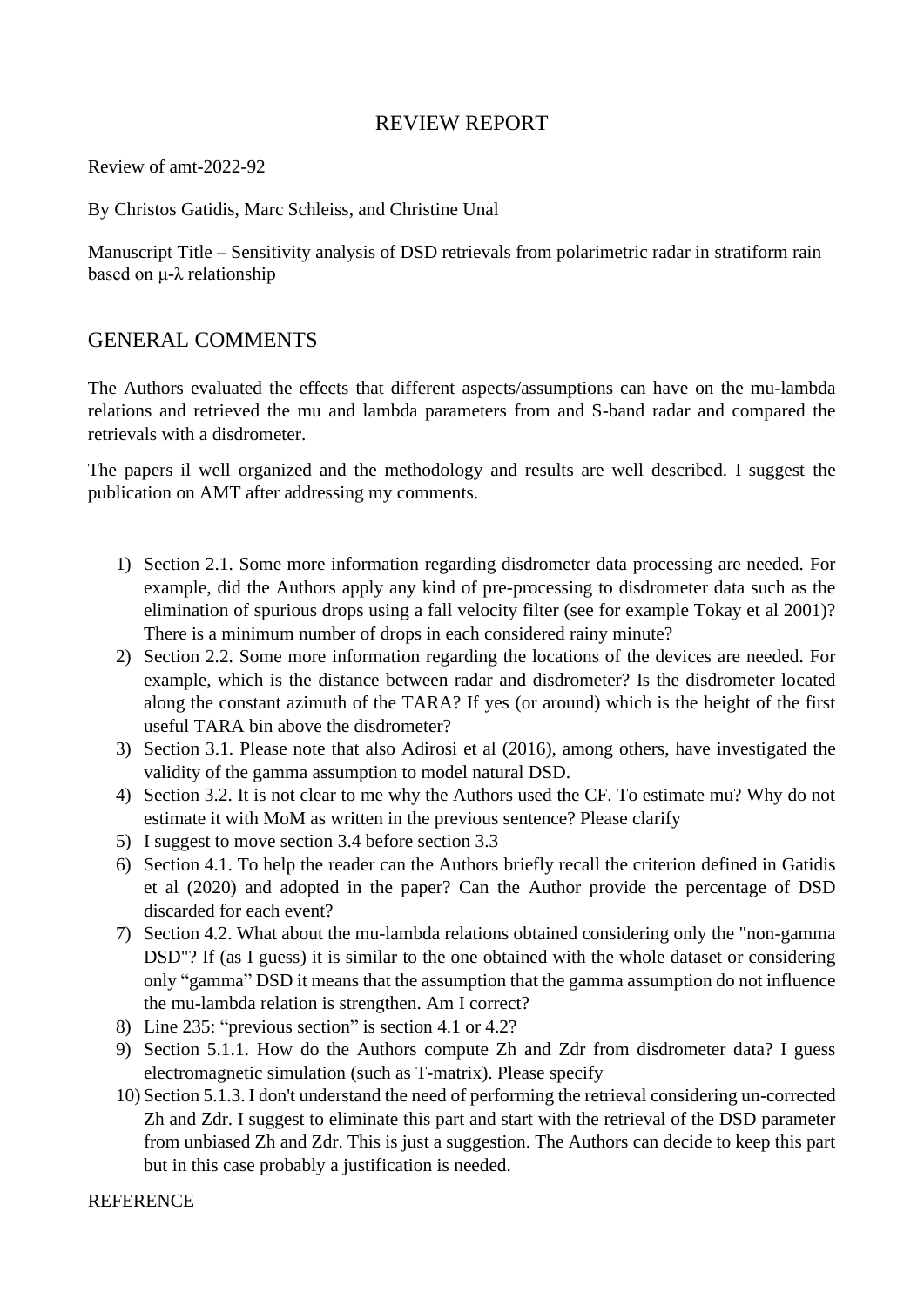# REVIEW REPORT

Review of amt-2022-92

By Christos Gatidis, Marc Schleiss, and Christine Unal

Manuscript Title – Sensitivity analysis of DSD retrievals from polarimetric radar in stratiform rain based on μ-λ relationship

## GENERAL COMMENTS

The Authors evaluated the effects that different aspects/assumptions can have on the mu-lambda relations and retrieved the mu and lambda parameters from and S-band radar and compared the retrievals with a disdrometer.

The papers il well organized and the methodology and results are well described. I suggest the publication on AMT after addressing my comments.

1) Section 2.1. Some more information regarding disdrometer data processing are needed. For example, did the Authors apply any kind of pre-processing to disdrometer data such as the elimination of spurious drops using a fall velocity filter (see for example Tokay et al 2001)? There is a minimum number of drops in each considered rainy minute?
2) Section 2.2. Some more information regarding the locations of the devices are needed. For example, which is the distance between radar and disdrometer? Is the disdrometer located along the constant azimuth of the TARA? If yes (or around) which is the height of the first useful TARA bin above the disdrometer?
3) Section 3.1. Please note that also Adirosi et al (2016), among others, have investigated the validity of the gamma assumption to model natural DSD.
4) Section 3.2. It is not clear to me why the Authors used the CF. To estimate mu? Why do not estimate it with MoM as written in the previous sentence? Please clarify
5) I suggest to move section 3.4 before section 3.3
6) Section 4.1. To help the reader can the Authors briefly recall the criterion defined in Gatidis et al (2020) and adopted in the paper? Can the Author provide the percentage of DSD discarded for each event?
7) Section 4.2. What about the mu-lambda relations obtained considering only the "non-gamma DSD"? If (as I guess) it is similar to the one obtained with the whole dataset or considering only "gamma" DSD it means that the assumption that the gamma assumption do not influence the mu-lambda relation is strengthen. Am I correct?
8) Line 235: "previous section" is section 4.1 or 4.2?
9) Section 5.1.1. How do the Authors compute Zh and Zdr from disdrometer data? I guess electromagnetic simulation (such as T-matrix). Please specify
10) Section 5.1.3. I don't understand the need of performing the retrieval considering un-corrected Zh and Zdr. I suggest to eliminate this part and start with the retrieval of the DSD parameter from unbiased Zh and Zdr. This is just a suggestion. The Authors can decide to keep this part but in this case probably a justification is needed.

REFERENCE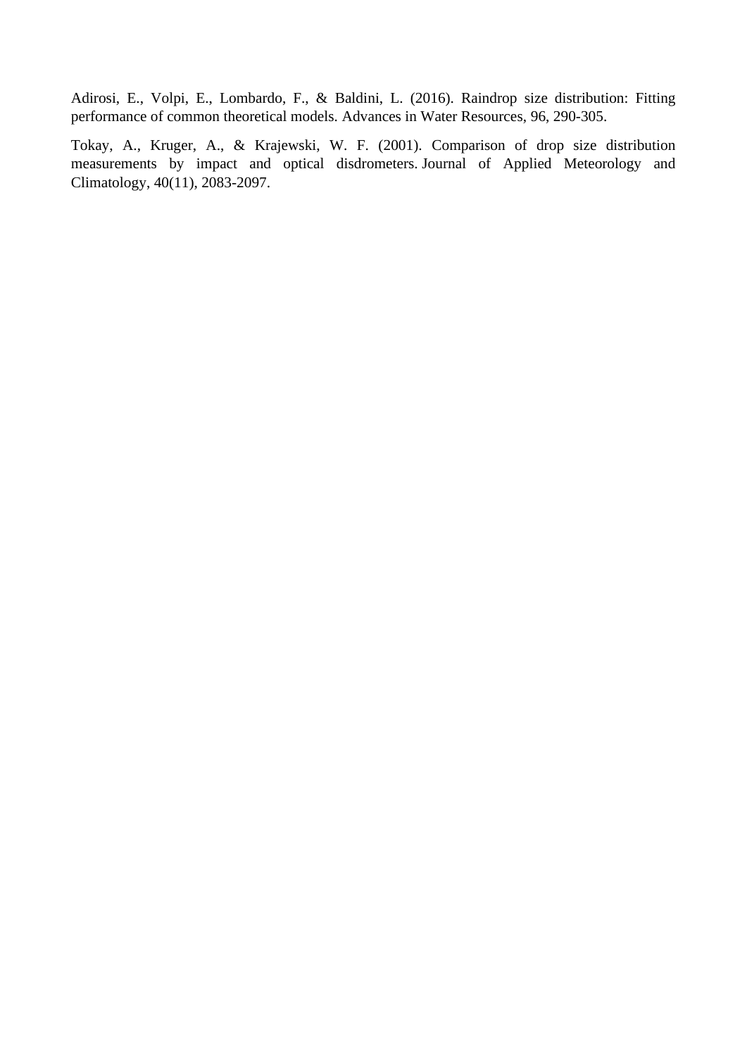Adirosi, E., Volpi, E., Lombardo, F., & Baldini, L. (2016). Raindrop size distribution: Fitting performance of common theoretical models. Advances in Water Resources, 96, 290-305.

Tokay, A., Kruger, A., & Krajewski, W. F. (2001). Comparison of drop size distribution measurements by impact and optical disdrometers. Journal of Applied Meteorology and Climatology, 40(11), 2083-2097.